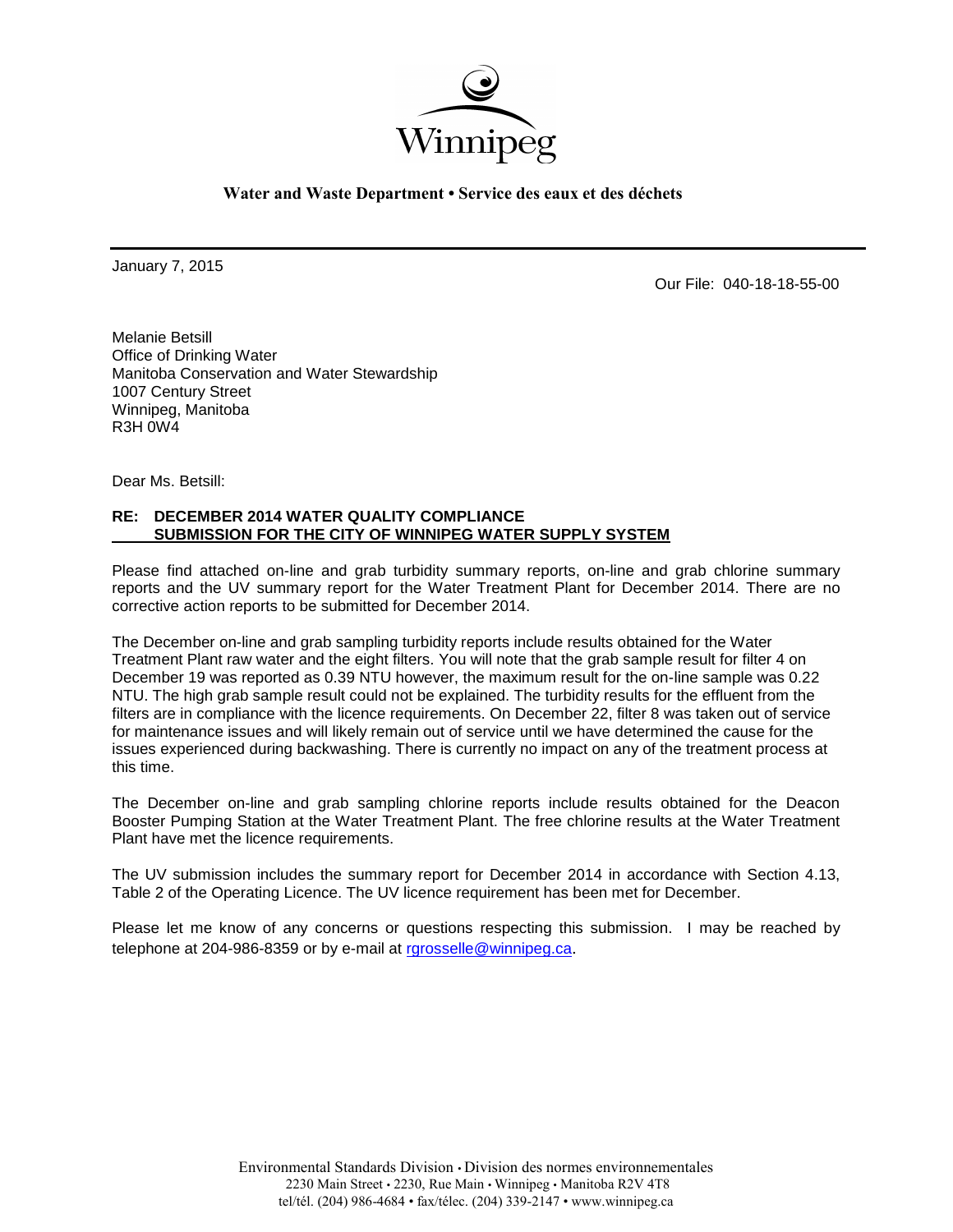Winnipeg

**Water and Waste Department • Service des eaux et des déchets**

January 7, 2015

Our File: 040-18-18-55-00

Melanie Betsill
Office of Drinking Water
Manitoba Conservation and Water Stewardship
1007 Century Street
Winnipeg, Manitoba
R3H 0W4

Dear Ms. Betsill:

**RE: DECEMBER 2014 WATER QUALITY COMPLIANCE SUBMISSION FOR THE CITY OF WINNIPEG WATER SUPPLY SYSTEM**

Please find attached on-line and grab turbidity summary reports, on-line and grab chlorine summary reports and the UV summary report for the Water Treatment Plant for December 2014. There are no corrective action reports to be submitted for December 2014.

The December on-line and grab sampling turbidity reports include results obtained for the Water Treatment Plant raw water and the eight filters. You will note that the grab sample result for filter 4 on December 19 was reported as 0.39 NTU however, the maximum result for the on-line sample was 0.22 NTU. The high grab sample result could not be explained. The turbidity results for the effluent from the filters are in compliance with the licence requirements. On December 22, filter 8 was taken out of service for maintenance issues and will likely remain out of service until we have determined the cause for the issues experienced during backwashing. There is currently no impact on any of the treatment process at this time.

The December on-line and grab sampling chlorine reports include results obtained for the Deacon Booster Pumping Station at the Water Treatment Plant. The free chlorine results at the Water Treatment Plant have met the licence requirements.

The UV submission includes the summary report for December 2014 in accordance with Section 4.13, Table 2 of the Operating Licence. The UV licence requirement has been met for December.

Please let me know of any concerns or questions respecting this submission. I may be reached by telephone at 204-986-8359 or by e-mail at rgrosselle@winnipeg.ca.

Environmental Standards Division • Division des normes environnementales
2230 Main Street • 2230, Rue Main • Winnipeg • Manitoba R2V 4T8
tel/tél. (204) 986-4684 • fax/télec. (204) 339-2147 • www.winnipeg.ca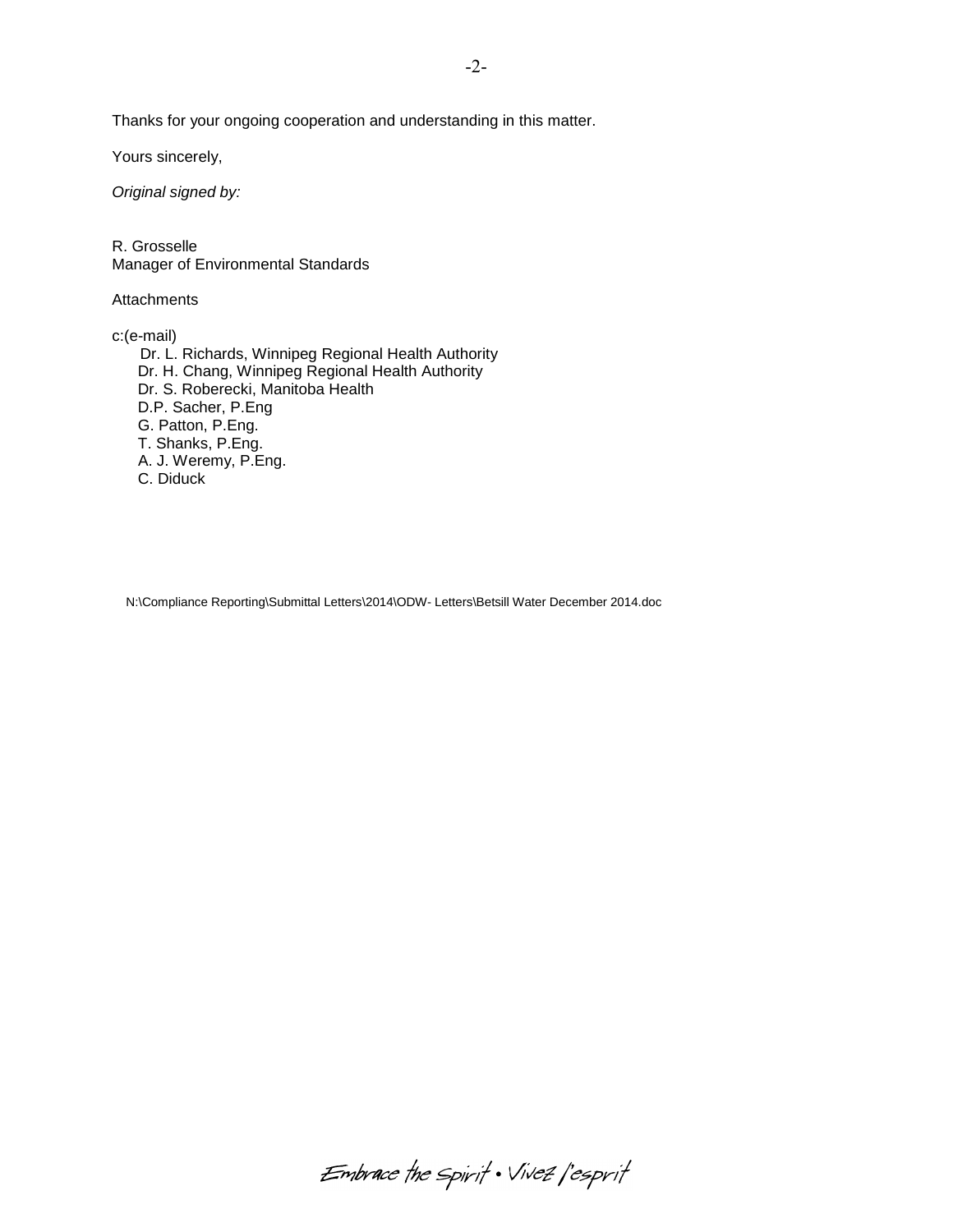Thanks for your ongoing cooperation and understanding in this matter.

Yours sincerely,

*Original signed by:*

R. Grosselle  
Manager of Environmental Standards

Attachments

c:(e-mail)  
Dr. L. Richards, Winnipeg Regional Health Authority  
Dr. H. Chang, Winnipeg Regional Health Authority  
Dr. S. Roberecki, Manitoba Health  
D.P. Sacher, P.Eng  
G. Patton, P.Eng.  
T. Shanks, P.Eng.  
A. J. Weremy, P.Eng.  
C. Diduck

N:\Compliance Reporting\Submittal Letters\2014\ODW- Letters\Betsill Water December 2014.doc

Embrace the Spirit • Vivez l'esprit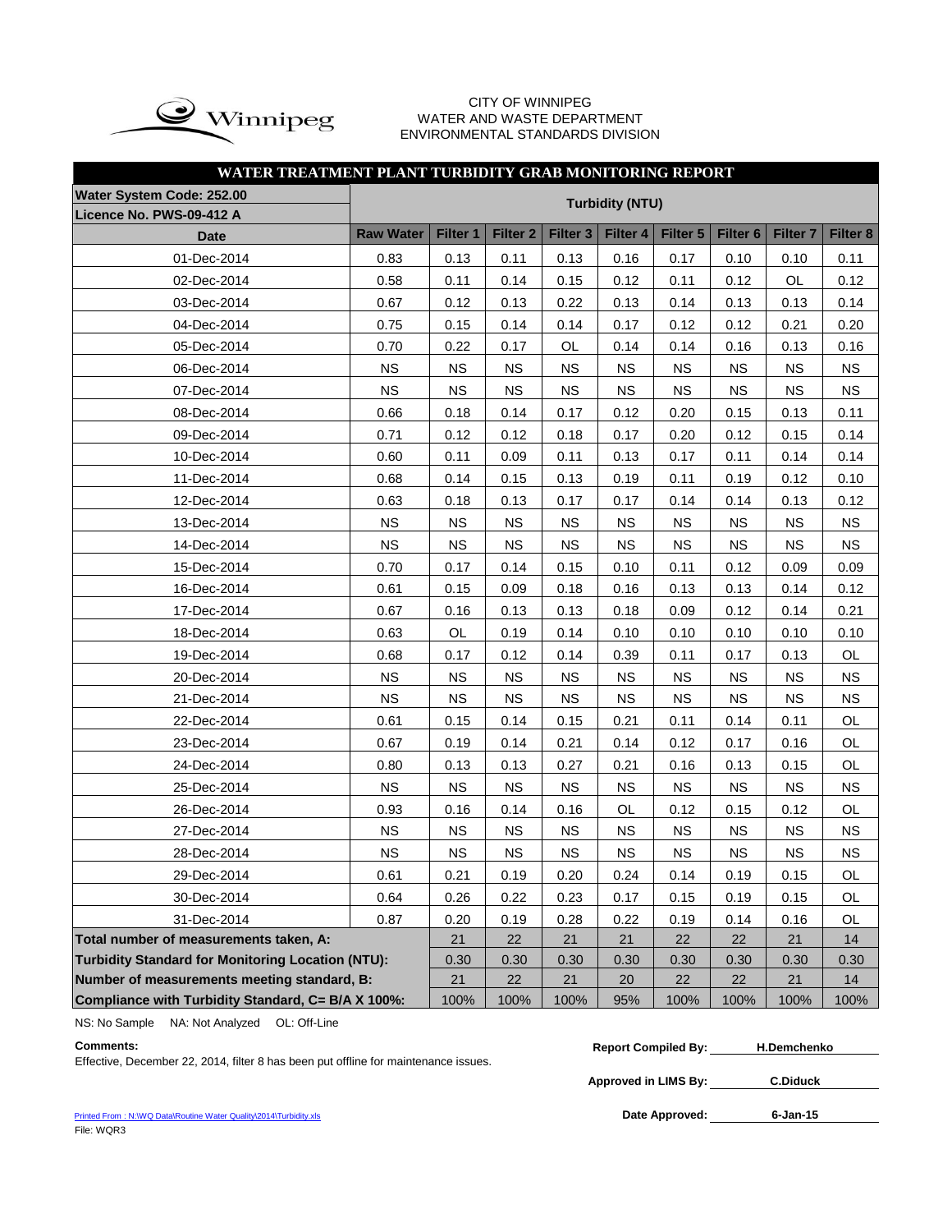Winnipeg

CITY OF WINNIPEG
WATER AND WASTE DEPARTMENT
ENVIRONMENTAL STANDARDS DIVISION

## WATER TREATMENT PLANT TURBIDITY GRAB MONITORING REPORT

| Water System Code: 252.00 | Turbidity (NTU) | | | | | | | | |
|---|---|---|---|---|---|---|---|---|---|
| Licence No. PWS-09-412 A | | | | | | | | | |
| **Date** | **Raw Water** | **Filter 1** | **Filter 2** | **Filter 3** | **Filter 4** | **Filter 5** | **Filter 6** | **Filter 7** | **Filter 8** |
| 01-Dec-2014 | 0.83 | 0.13 | 0.11 | 0.13 | 0.16 | 0.17 | 0.10 | 0.10 | 0.11 |
| 02-Dec-2014 | 0.58 | 0.11 | 0.14 | 0.15 | 0.12 | 0.11 | 0.12 | OL | 0.12 |
| 03-Dec-2014 | 0.67 | 0.12 | 0.13 | 0.22 | 0.13 | 0.14 | 0.13 | 0.13 | 0.14 |
| 04-Dec-2014 | 0.75 | 0.15 | 0.14 | 0.14 | 0.17 | 0.12 | 0.12 | 0.21 | 0.20 |
| 05-Dec-2014 | 0.70 | 0.22 | 0.17 | OL | 0.14 | 0.14 | 0.16 | 0.13 | 0.16 |
| 06-Dec-2014 | NS | NS | NS | NS | NS | NS | NS | NS | NS |
| 07-Dec-2014 | NS | NS | NS | NS | NS | NS | NS | NS | NS |
| 08-Dec-2014 | 0.66 | 0.18 | 0.14 | 0.17 | 0.12 | 0.20 | 0.15 | 0.13 | 0.11 |
| 09-Dec-2014 | 0.71 | 0.12 | 0.12 | 0.18 | 0.17 | 0.20 | 0.12 | 0.15 | 0.14 |
| 10-Dec-2014 | 0.60 | 0.11 | 0.09 | 0.11 | 0.13 | 0.17 | 0.11 | 0.14 | 0.14 |
| 11-Dec-2014 | 0.68 | 0.14 | 0.15 | 0.13 | 0.19 | 0.11 | 0.19 | 0.12 | 0.10 |
| 12-Dec-2014 | 0.63 | 0.18 | 0.13 | 0.17 | 0.17 | 0.14 | 0.14 | 0.13 | 0.12 |
| 13-Dec-2014 | NS | NS | NS | NS | NS | NS | NS | NS | NS |
| 14-Dec-2014 | NS | NS | NS | NS | NS | NS | NS | NS | NS |
| 15-Dec-2014 | 0.70 | 0.17 | 0.14 | 0.15 | 0.10 | 0.11 | 0.12 | 0.09 | 0.09 |
| 16-Dec-2014 | 0.61 | 0.15 | 0.09 | 0.18 | 0.16 | 0.13 | 0.13 | 0.14 | 0.12 |
| 17-Dec-2014 | 0.67 | 0.16 | 0.13 | 0.13 | 0.18 | 0.09 | 0.12 | 0.14 | 0.21 |
| 18-Dec-2014 | 0.63 | OL | 0.19 | 0.14 | 0.10 | 0.10 | 0.10 | 0.10 | 0.10 |
| 19-Dec-2014 | 0.68 | 0.17 | 0.12 | 0.14 | 0.39 | 0.11 | 0.17 | 0.13 | OL |
| 20-Dec-2014 | NS | NS | NS | NS | NS | NS | NS | NS | NS |
| 21-Dec-2014 | NS | NS | NS | NS | NS | NS | NS | NS | NS |
| 22-Dec-2014 | 0.61 | 0.15 | 0.14 | 0.15 | 0.21 | 0.11 | 0.14 | 0.11 | OL |
| 23-Dec-2014 | 0.67 | 0.19 | 0.14 | 0.21 | 0.14 | 0.12 | 0.17 | 0.16 | OL |
| 24-Dec-2014 | 0.80 | 0.13 | 0.13 | 0.27 | 0.21 | 0.16 | 0.13 | 0.15 | OL |
| 25-Dec-2014 | NS | NS | NS | NS | NS | NS | NS | NS | NS |
| 26-Dec-2014 | 0.93 | 0.16 | 0.14 | 0.16 | OL | 0.12 | 0.15 | 0.12 | OL |
| 27-Dec-2014 | NS | NS | NS | NS | NS | NS | NS | NS | NS |
| 28-Dec-2014 | NS | NS | NS | NS | NS | NS | NS | NS | NS |
| 29-Dec-2014 | 0.61 | 0.21 | 0.19 | 0.20 | 0.24 | 0.14 | 0.19 | 0.15 | OL |
| 30-Dec-2014 | 0.64 | 0.26 | 0.22 | 0.23 | 0.17 | 0.15 | 0.19 | 0.15 | OL |
| 31-Dec-2014 | 0.87 | 0.20 | 0.19 | 0.28 | 0.22 | 0.19 | 0.14 | 0.16 | OL |
| **Total number of measurements taken, A:** | | 21 | 22 | 21 | 21 | 22 | 22 | 21 | 14 |
| **Turbidity Standard for Monitoring Location (NTU):** | | 0.30 | 0.30 | 0.30 | 0.30 | 0.30 | 0.30 | 0.30 | 0.30 |
| **Number of measurements meeting standard, B:** | | 21 | 22 | 21 | 20 | 22 | 22 | 21 | 14 |
| **Compliance with Turbidity Standard, C= B/A X 100%:** | | 100% | 100% | 100% | 95% | 100% | 100% | 100% | 100% |

NS: No Sample NA: Not Analyzed OL: Off-Line

**Comments:**
Effective, December 22, 2014, filter 8 has been put offline for maintenance issues.

**Report Compiled By:** H.Demchenko

**Approved in LIMS By:** C.Diduck

**Date Approved:** 6-Jan-15

Printed From : N:\WQ Data\Routine Water Quality\2014\Turbidity.xls
File: WQR3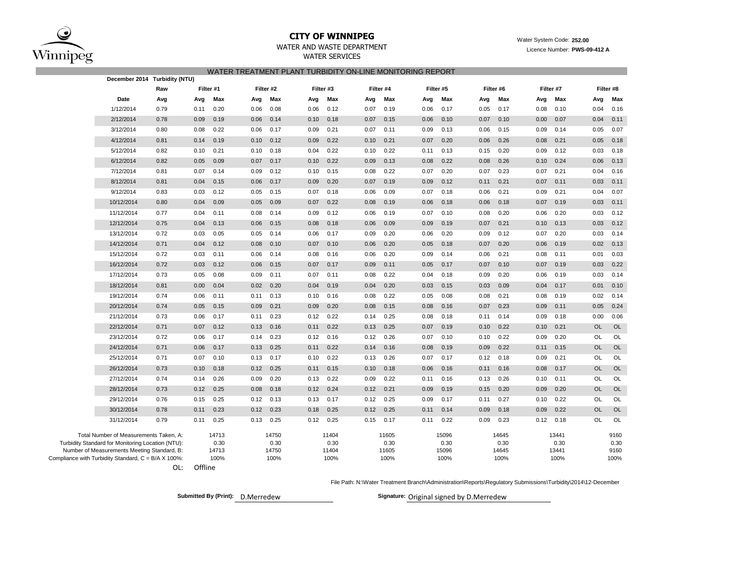# CITY OF WINNIPEG

WATER AND WASTE DEPARTMENT

WATER SERVICES

Water System Code: **252.00**

Licence Number: **PWS-09-412 A**

## WATER TREATMENT PLANT TURBIDITY ON-LINE MONITORING REPORT

**December 2014 Turbidity (NTU)**

| | Raw | Filter #1 | | Filter #2 | | Filter #3 | | Filter #4 | | Filter #5 | | Filter #6 | | Filter #7 | | Filter #8 | |
|---|---|---|---|---|---|---|---|---|---|---|---|---|---|---|---|---|---|
| **Date** | **Avg** | **Avg** | **Max** | **Avg** | **Max** | **Avg** | **Max** | **Avg** | **Max** | **Avg** | **Max** | **Avg** | **Max** | **Avg** | **Max** | **Avg** | **Max** |
| 1/12/2014 | 0.79 | 0.11 | 0.20 | 0.06 | 0.08 | 0.06 | 0.12 | 0.07 | 0.19 | 0.06 | 0.17 | 0.05 | 0.17 | 0.08 | 0.10 | 0.04 | 0.16 |
| 2/12/2014 | 0.78 | 0.09 | 0.19 | 0.06 | 0.14 | 0.10 | 0.18 | 0.07 | 0.15 | 0.06 | 0.10 | 0.07 | 0.10 | 0.00 | 0.07 | 0.04 | 0.11 |
| 3/12/2014 | 0.80 | 0.08 | 0.22 | 0.06 | 0.17 | 0.09 | 0.21 | 0.07 | 0.11 | 0.09 | 0.13 | 0.06 | 0.15 | 0.09 | 0.14 | 0.05 | 0.07 |
| 4/12/2014 | 0.81 | 0.14 | 0.19 | 0.10 | 0.12 | 0.09 | 0.22 | 0.10 | 0.21 | 0.07 | 0.20 | 0.06 | 0.26 | 0.08 | 0.21 | 0.05 | 0.18 |
| 5/12/2014 | 0.82 | 0.10 | 0.21 | 0.10 | 0.18 | 0.04 | 0.22 | 0.10 | 0.22 | 0.11 | 0.13 | 0.15 | 0.20 | 0.09 | 0.12 | 0.03 | 0.18 |
| 6/12/2014 | 0.82 | 0.05 | 0.09 | 0.07 | 0.17 | 0.10 | 0.22 | 0.09 | 0.13 | 0.08 | 0.22 | 0.08 | 0.26 | 0.10 | 0.24 | 0.06 | 0.13 |
| 7/12/2014 | 0.81 | 0.07 | 0.14 | 0.09 | 0.12 | 0.10 | 0.15 | 0.08 | 0.22 | 0.07 | 0.20 | 0.07 | 0.23 | 0.07 | 0.21 | 0.04 | 0.16 |
| 8/12/2014 | 0.81 | 0.04 | 0.15 | 0.06 | 0.17 | 0.09 | 0.20 | 0.07 | 0.19 | 0.09 | 0.12 | 0.11 | 0.21 | 0.07 | 0.11 | 0.03 | 0.11 |
| 9/12/2014 | 0.83 | 0.03 | 0.12 | 0.05 | 0.15 | 0.07 | 0.18 | 0.06 | 0.09 | 0.07 | 0.18 | 0.06 | 0.21 | 0.09 | 0.21 | 0.04 | 0.07 |
| 10/12/2014 | 0.80 | 0.04 | 0.09 | 0.05 | 0.09 | 0.07 | 0.22 | 0.08 | 0.19 | 0.06 | 0.18 | 0.06 | 0.18 | 0.07 | 0.19 | 0.03 | 0.11 |
| 11/12/2014 | 0.77 | 0.04 | 0.11 | 0.08 | 0.14 | 0.09 | 0.12 | 0.06 | 0.19 | 0.07 | 0.10 | 0.08 | 0.20 | 0.06 | 0.20 | 0.03 | 0.12 |
| 12/12/2014 | 0.75 | 0.04 | 0.13 | 0.06 | 0.15 | 0.08 | 0.18 | 0.06 | 0.09 | 0.09 | 0.19 | 0.07 | 0.21 | 0.10 | 0.13 | 0.03 | 0.12 |
| 13/12/2014 | 0.72 | 0.03 | 0.05 | 0.05 | 0.14 | 0.06 | 0.17 | 0.09 | 0.20 | 0.06 | 0.20 | 0.09 | 0.12 | 0.07 | 0.20 | 0.03 | 0.14 |
| 14/12/2014 | 0.71 | 0.04 | 0.12 | 0.08 | 0.10 | 0.07 | 0.10 | 0.06 | 0.20 | 0.05 | 0.18 | 0.07 | 0.20 | 0.06 | 0.19 | 0.02 | 0.13 |
| 15/12/2014 | 0.72 | 0.03 | 0.11 | 0.06 | 0.14 | 0.08 | 0.16 | 0.06 | 0.20 | 0.09 | 0.14 | 0.06 | 0.21 | 0.08 | 0.11 | 0.01 | 0.03 |
| 16/12/2014 | 0.72 | 0.03 | 0.12 | 0.06 | 0.15 | 0.07 | 0.17 | 0.09 | 0.11 | 0.05 | 0.17 | 0.07 | 0.10 | 0.07 | 0.19 | 0.03 | 0.22 |
| 17/12/2014 | 0.73 | 0.05 | 0.08 | 0.09 | 0.11 | 0.07 | 0.11 | 0.08 | 0.22 | 0.04 | 0.18 | 0.09 | 0.20 | 0.06 | 0.19 | 0.03 | 0.14 |
| 18/12/2014 | 0.81 | 0.00 | 0.04 | 0.02 | 0.20 | 0.04 | 0.19 | 0.04 | 0.20 | 0.03 | 0.15 | 0.03 | 0.09 | 0.04 | 0.17 | 0.01 | 0.10 |
| 19/12/2014 | 0.74 | 0.06 | 0.11 | 0.11 | 0.13 | 0.10 | 0.16 | 0.08 | 0.22 | 0.05 | 0.08 | 0.08 | 0.21 | 0.08 | 0.19 | 0.02 | 0.14 |
| 20/12/2014 | 0.74 | 0.05 | 0.15 | 0.09 | 0.21 | 0.09 | 0.20 | 0.08 | 0.15 | 0.08 | 0.16 | 0.07 | 0.23 | 0.09 | 0.11 | 0.05 | 0.24 |
| 21/12/2014 | 0.73 | 0.06 | 0.17 | 0.11 | 0.23 | 0.12 | 0.22 | 0.14 | 0.25 | 0.08 | 0.18 | 0.11 | 0.14 | 0.09 | 0.18 | 0.00 | 0.06 |
| 22/12/2014 | 0.71 | 0.07 | 0.12 | 0.13 | 0.16 | 0.11 | 0.22 | 0.13 | 0.25 | 0.07 | 0.19 | 0.10 | 0.22 | 0.10 | 0.21 | OL | OL |
| 23/12/2014 | 0.72 | 0.06 | 0.17 | 0.14 | 0.23 | 0.12 | 0.16 | 0.12 | 0.26 | 0.07 | 0.10 | 0.10 | 0.22 | 0.09 | 0.20 | OL | OL |
| 24/12/2014 | 0.71 | 0.06 | 0.17 | 0.13 | 0.25 | 0.11 | 0.22 | 0.14 | 0.16 | 0.08 | 0.19 | 0.09 | 0.22 | 0.11 | 0.15 | OL | OL |
| 25/12/2014 | 0.71 | 0.07 | 0.10 | 0.13 | 0.17 | 0.10 | 0.22 | 0.13 | 0.26 | 0.07 | 0.17 | 0.12 | 0.18 | 0.09 | 0.21 | OL | OL |
| 26/12/2014 | 0.73 | 0.10 | 0.18 | 0.12 | 0.25 | 0.11 | 0.15 | 0.10 | 0.18 | 0.06 | 0.16 | 0.11 | 0.16 | 0.08 | 0.17 | OL | OL |
| 27/12/2014 | 0.74 | 0.14 | 0.26 | 0.09 | 0.20 | 0.13 | 0.22 | 0.09 | 0.22 | 0.11 | 0.16 | 0.13 | 0.26 | 0.10 | 0.11 | OL | OL |
| 28/12/2014 | 0.73 | 0.12 | 0.25 | 0.08 | 0.18 | 0.12 | 0.24 | 0.12 | 0.21 | 0.09 | 0.19 | 0.15 | 0.20 | 0.09 | 0.20 | OL | OL |
| 29/12/2014 | 0.76 | 0.15 | 0.25 | 0.12 | 0.13 | 0.13 | 0.17 | 0.12 | 0.25 | 0.09 | 0.17 | 0.11 | 0.27 | 0.10 | 0.22 | OL | OL |
| 30/12/2014 | 0.78 | 0.11 | 0.23 | 0.12 | 0.23 | 0.18 | 0.25 | 0.12 | 0.25 | 0.11 | 0.14 | 0.09 | 0.18 | 0.09 | 0.22 | OL | OL |
| 31/12/2014 | 0.79 | 0.11 | 0.25 | 0.13 | 0.25 | 0.12 | 0.25 | 0.15 | 0.17 | 0.11 | 0.22 | 0.09 | 0.23 | 0.12 | 0.18 | OL | OL |
| Total Number of Measurements Taken, A: | | | 14713 | | 14750 | | 11404 | | 11605 | | 15096 | | 14645 | | 13441 | | 9160 |
| Turbidity Standard for Monitoring Location (NTU): | | | 0.30 | | 0.30 | | 0.30 | | 0.30 | | 0.30 | | 0.30 | | 0.30 | | 0.30 |
| Number of Measurements Meeting Standard, B: | | | 14713 | | 14750 | | 11404 | | 11605 | | 15096 | | 14645 | | 13441 | | 9160 |
| Compliance with Turbidity Standard, C = B/A X 100%: | | | 100% | | 100% | | 100% | | 100% | | 100% | | 100% | | 100% | | 100% |

OL: Offline

File Path: N:\Water Treatment Branch\Administration\Reports\Regulatory Submissions\Turbidity\2014\12-December

**Submitted By (Print):** D.Merredew

**Signature:** Original signed by D.Merredew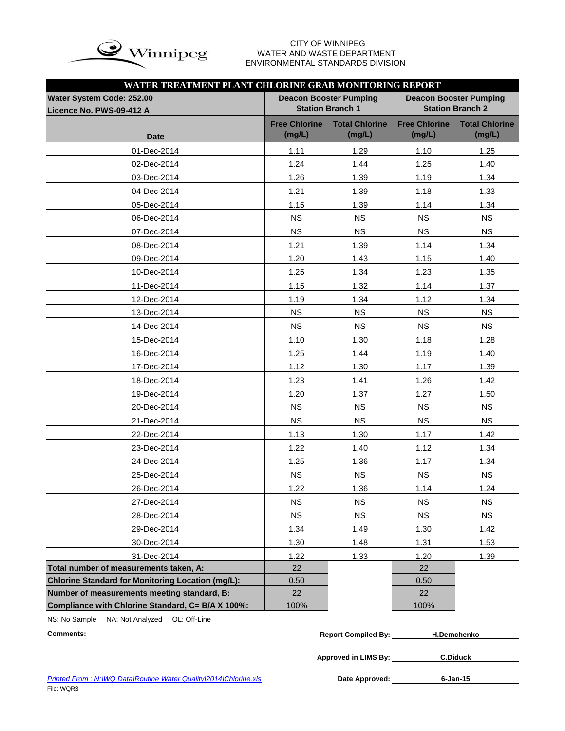Winnipeg

CITY OF WINNIPEG
WATER AND WASTE DEPARTMENT
ENVIRONMENTAL STANDARDS DIVISION

**WATER TREATMENT PLANT CHLORINE GRAB MONITORING REPORT**

| Water System Code: 252.00 / Licence No. PWS-09-412 A | Deacon Booster Pumping Station Branch 1 | | Deacon Booster Pumping Station Branch 2 | |
|---|---|---|---|---|
| **Date** | **Free Chlorine (mg/L)** | **Total Chlorine (mg/L)** | **Free Chlorine (mg/L)** | **Total Chlorine (mg/L)** |
| 01-Dec-2014 | 1.11 | 1.29 | 1.10 | 1.25 |
| 02-Dec-2014 | 1.24 | 1.44 | 1.25 | 1.40 |
| 03-Dec-2014 | 1.26 | 1.39 | 1.19 | 1.34 |
| 04-Dec-2014 | 1.21 | 1.39 | 1.18 | 1.33 |
| 05-Dec-2014 | 1.15 | 1.39 | 1.14 | 1.34 |
| 06-Dec-2014 | NS | NS | NS | NS |
| 07-Dec-2014 | NS | NS | NS | NS |
| 08-Dec-2014 | 1.21 | 1.39 | 1.14 | 1.34 |
| 09-Dec-2014 | 1.20 | 1.43 | 1.15 | 1.40 |
| 10-Dec-2014 | 1.25 | 1.34 | 1.23 | 1.35 |
| 11-Dec-2014 | 1.15 | 1.32 | 1.14 | 1.37 |
| 12-Dec-2014 | 1.19 | 1.34 | 1.12 | 1.34 |
| 13-Dec-2014 | NS | NS | NS | NS |
| 14-Dec-2014 | NS | NS | NS | NS |
| 15-Dec-2014 | 1.10 | 1.30 | 1.18 | 1.28 |
| 16-Dec-2014 | 1.25 | 1.44 | 1.19 | 1.40 |
| 17-Dec-2014 | 1.12 | 1.30 | 1.17 | 1.39 |
| 18-Dec-2014 | 1.23 | 1.41 | 1.26 | 1.42 |
| 19-Dec-2014 | 1.20 | 1.37 | 1.27 | 1.50 |
| 20-Dec-2014 | NS | NS | NS | NS |
| 21-Dec-2014 | NS | NS | NS | NS |
| 22-Dec-2014 | 1.13 | 1.30 | 1.17 | 1.42 |
| 23-Dec-2014 | 1.22 | 1.40 | 1.12 | 1.34 |
| 24-Dec-2014 | 1.25 | 1.36 | 1.17 | 1.34 |
| 25-Dec-2014 | NS | NS | NS | NS |
| 26-Dec-2014 | 1.22 | 1.36 | 1.14 | 1.24 |
| 27-Dec-2014 | NS | NS | NS | NS |
| 28-Dec-2014 | NS | NS | NS | NS |
| 29-Dec-2014 | 1.34 | 1.49 | 1.30 | 1.42 |
| 30-Dec-2014 | 1.30 | 1.48 | 1.31 | 1.53 |
| 31-Dec-2014 | 1.22 | 1.33 | 1.20 | 1.39 |
| **Total number of measurements taken, A:** | 22 | | 22 | |
| **Chlorine Standard for Monitoring Location (mg/L):** | 0.50 | | 0.50 | |
| **Number of measurements meeting standard, B:** | 22 | | 22 | |
| **Compliance with Chlorine Standard, C= B/A X 100%:** | 100% | | 100% | |

NS: No Sample NA: Not Analyzed OL: Off-Line

**Comments:**

**Report Compiled By:** H.Demchenko

**Approved in LIMS By:** C.Diduck

**Date Approved:** 6-Jan-15

*Printed From : N:\WQ Data\Routine Water Quality\2014\Chlorine.xls*

File: WQR3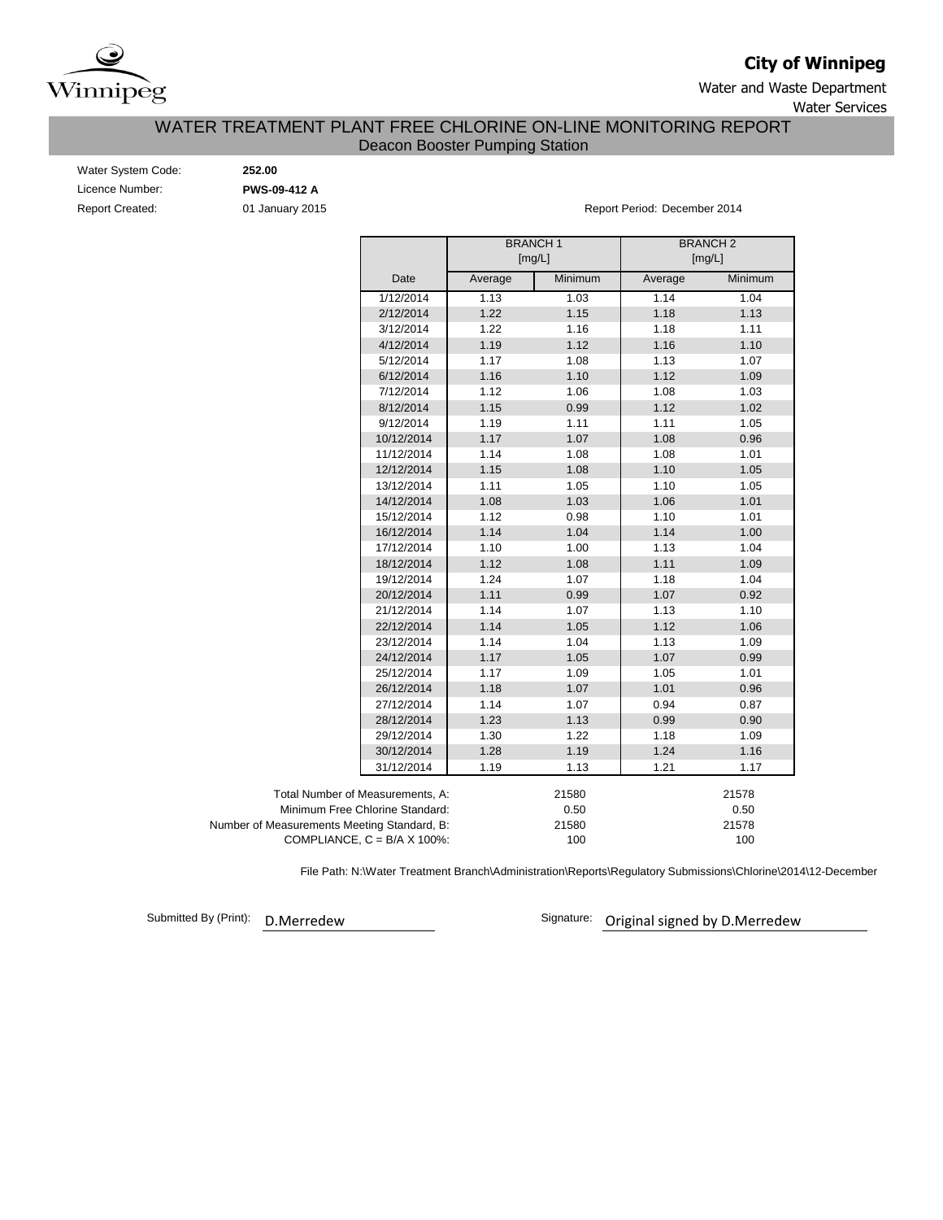**City of Winnipeg**

Water and Waste Department

Water Services

# WATER TREATMENT PLANT FREE CHLORINE ON-LINE MONITORING REPORT

## Deacon Booster Pumping Station

Water System Code: **252.00**

Licence Number: **PWS-09-412 A**

Report Created: 01 January 2015

Report Period: December 2014

| | BRANCH 1 [mg/L] | | BRANCH 2 [mg/L] | |
|---|---|---|---|---|
| Date | Average | Minimum | Average | Minimum |
| 1/12/2014 | 1.13 | 1.03 | 1.14 | 1.04 |
| 2/12/2014 | 1.22 | 1.15 | 1.18 | 1.13 |
| 3/12/2014 | 1.22 | 1.16 | 1.18 | 1.11 |
| 4/12/2014 | 1.19 | 1.12 | 1.16 | 1.10 |
| 5/12/2014 | 1.17 | 1.08 | 1.13 | 1.07 |
| 6/12/2014 | 1.16 | 1.10 | 1.12 | 1.09 |
| 7/12/2014 | 1.12 | 1.06 | 1.08 | 1.03 |
| 8/12/2014 | 1.15 | 0.99 | 1.12 | 1.02 |
| 9/12/2014 | 1.19 | 1.11 | 1.11 | 1.05 |
| 10/12/2014 | 1.17 | 1.07 | 1.08 | 0.96 |
| 11/12/2014 | 1.14 | 1.08 | 1.08 | 1.01 |
| 12/12/2014 | 1.15 | 1.08 | 1.10 | 1.05 |
| 13/12/2014 | 1.11 | 1.05 | 1.10 | 1.05 |
| 14/12/2014 | 1.08 | 1.03 | 1.06 | 1.01 |
| 15/12/2014 | 1.12 | 0.98 | 1.10 | 1.01 |
| 16/12/2014 | 1.14 | 1.04 | 1.14 | 1.00 |
| 17/12/2014 | 1.10 | 1.00 | 1.13 | 1.04 |
| 18/12/2014 | 1.12 | 1.08 | 1.11 | 1.09 |
| 19/12/2014 | 1.24 | 1.07 | 1.18 | 1.04 |
| 20/12/2014 | 1.11 | 0.99 | 1.07 | 0.92 |
| 21/12/2014 | 1.14 | 1.07 | 1.13 | 1.10 |
| 22/12/2014 | 1.14 | 1.05 | 1.12 | 1.06 |
| 23/12/2014 | 1.14 | 1.04 | 1.13 | 1.09 |
| 24/12/2014 | 1.17 | 1.05 | 1.07 | 0.99 |
| 25/12/2014 | 1.17 | 1.09 | 1.05 | 1.01 |
| 26/12/2014 | 1.18 | 1.07 | 1.01 | 0.96 |
| 27/12/2014 | 1.14 | 1.07 | 0.94 | 0.87 |
| 28/12/2014 | 1.23 | 1.13 | 0.99 | 0.90 |
| 29/12/2014 | 1.30 | 1.22 | 1.18 | 1.09 |
| 30/12/2014 | 1.28 | 1.19 | 1.24 | 1.16 |
| 31/12/2014 | 1.19 | 1.13 | 1.21 | 1.17 |

| | Branch 1 | Branch 2 |
|---|---|---|
| Total Number of Measurements, A: | 21580 | 21578 |
| Minimum Free Chlorine Standard: | 0.50 | 0.50 |
| Number of Measurements Meeting Standard, B: | 21580 | 21578 |
| COMPLIANCE, C = B/A X 100%: | 100 | 100 |

File Path: N:\Water Treatment Branch\Administration\Reports\Regulatory Submissions\Chlorine\2014\12-December

Submitted By (Print): D.Merredew

Signature: Original signed by D.Merredew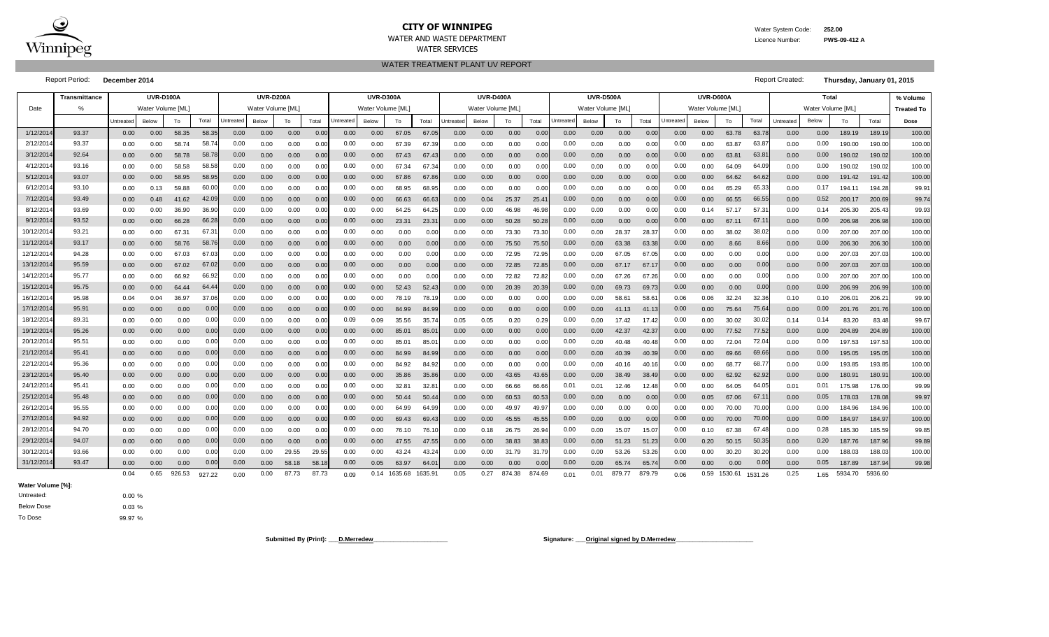**CITY OF WINNIPEG**

WATER AND WASTE DEPARTMENT

WATER SERVICES

Water System Code: **252.00**

Licence Number: **PWS-09-412 A**

WATER TREATMENT PLANT UV REPORT

Report Period: **December 2014**

Report Created: **Thursday, January 01, 2015**

| Date | Transmittance % | UVR-D100A Water Volume [ML] | | | | UVR-D200A Water Volume [ML] | | | | UVR-D300A Water Volume [ML] | | | | UVR-D400A Water Volume [ML] | | | | UVR-D500A Water Volume [ML] | | | | UVR-D600A Water Volume [ML] | | | | Total Water Volume [ML] | | | | % Volume Treated To Dose |
|---|---|---|---|---|---|---|---|---|---|---|---|---|---|---|---|---|---|---|---|---|---|---|---|---|---|---|---|---|---|---|
| | | Untreated | Below | To | Total | Untreated | Below | To | Total | Untreated | Below | To | Total | Untreated | Below | To | Total | Untreated | Below | To | Total | Untreated | Below | To | Total | Untreated | Below | To | Total | |
| 1/12/2014 | 93.37 | 0.00 | 0.00 | 58.35 | 58.35 | 0.00 | 0.00 | 0.00 | 0.00 | 0.00 | 0.00 | 67.05 | 67.05 | 0.00 | 0.00 | 0.00 | 0.00 | 0.00 | 0.00 | 0.00 | 0.00 | 0.00 | 0.00 | 63.78 | 63.78 | 0.00 | 0.00 | 189.19 | 189.19 | 100.00 |
| 2/12/2014 | 93.37 | 0.00 | 0.00 | 58.74 | 58.74 | 0.00 | 0.00 | 0.00 | 0.00 | 0.00 | 0.00 | 67.39 | 67.39 | 0.00 | 0.00 | 0.00 | 0.00 | 0.00 | 0.00 | 0.00 | 0.00 | 0.00 | 0.00 | 63.87 | 63.87 | 0.00 | 0.00 | 190.00 | 190.00 | 100.00 |
| 3/12/2014 | 92.64 | 0.00 | 0.00 | 58.78 | 58.78 | 0.00 | 0.00 | 0.00 | 0.00 | 0.00 | 0.00 | 67.43 | 67.43 | 0.00 | 0.00 | 0.00 | 0.00 | 0.00 | 0.00 | 0.00 | 0.00 | 0.00 | 0.00 | 63.81 | 63.81 | 0.00 | 0.00 | 190.02 | 190.02 | 100.00 |
| 4/12/2014 | 93.16 | 0.00 | 0.00 | 58.58 | 58.58 | 0.00 | 0.00 | 0.00 | 0.00 | 0.00 | 0.00 | 67.34 | 67.34 | 0.00 | 0.00 | 0.00 | 0.00 | 0.00 | 0.00 | 0.00 | 0.00 | 0.00 | 0.00 | 64.09 | 64.09 | 0.00 | 0.00 | 190.02 | 190.02 | 100.00 |
| 5/12/2014 | 93.07 | 0.00 | 0.00 | 58.95 | 58.95 | 0.00 | 0.00 | 0.00 | 0.00 | 0.00 | 0.00 | 67.86 | 67.86 | 0.00 | 0.00 | 0.00 | 0.00 | 0.00 | 0.00 | 0.00 | 0.00 | 0.00 | 0.00 | 64.62 | 64.62 | 0.00 | 0.00 | 191.42 | 191.42 | 100.00 |
| 6/12/2014 | 93.10 | 0.00 | 0.13 | 59.88 | 60.00 | 0.00 | 0.00 | 0.00 | 0.00 | 0.00 | 0.00 | 68.95 | 68.95 | 0.00 | 0.00 | 0.00 | 0.00 | 0.00 | 0.00 | 0.00 | 0.00 | 0.00 | 0.04 | 65.29 | 65.33 | 0.00 | 0.17 | 194.11 | 194.28 | 99.91 |
| 7/12/2014 | 93.49 | 0.00 | 0.48 | 41.62 | 42.09 | 0.00 | 0.00 | 0.00 | 0.00 | 0.00 | 0.00 | 66.63 | 66.63 | 0.00 | 0.04 | 25.37 | 25.41 | 0.00 | 0.00 | 0.00 | 0.00 | 0.00 | 0.00 | 66.55 | 66.55 | 0.00 | 0.52 | 200.17 | 200.69 | 99.74 |
| 8/12/2014 | 93.69 | 0.00 | 0.00 | 36.90 | 36.90 | 0.00 | 0.00 | 0.00 | 0.00 | 0.00 | 0.00 | 64.25 | 64.25 | 0.00 | 0.00 | 46.98 | 46.98 | 0.00 | 0.00 | 0.00 | 0.00 | 0.00 | 0.14 | 57.17 | 57.31 | 0.00 | 0.14 | 205.30 | 205.43 | 99.93 |
| 9/12/2014 | 93.52 | 0.00 | 0.00 | 66.28 | 66.28 | 0.00 | 0.00 | 0.00 | 0.00 | 0.00 | 0.00 | 23.31 | 23.31 | 0.00 | 0.00 | 50.28 | 50.28 | 0.00 | 0.00 | 0.00 | 0.00 | 0.00 | 0.00 | 67.11 | 67.11 | 0.00 | 0.00 | 206.98 | 206.98 | 100.00 |
| 10/12/2014 | 93.21 | 0.00 | 0.00 | 67.31 | 67.31 | 0.00 | 0.00 | 0.00 | 0.00 | 0.00 | 0.00 | 0.00 | 0.00 | 0.00 | 0.00 | 73.30 | 73.30 | 0.00 | 0.00 | 28.37 | 28.37 | 0.00 | 0.00 | 38.02 | 38.02 | 0.00 | 0.00 | 207.00 | 207.00 | 100.00 |
| 11/12/2014 | 93.17 | 0.00 | 0.00 | 58.76 | 58.76 | 0.00 | 0.00 | 0.00 | 0.00 | 0.00 | 0.00 | 0.00 | 0.00 | 0.00 | 0.00 | 75.50 | 75.50 | 0.00 | 0.00 | 63.38 | 63.38 | 0.00 | 0.00 | 8.66 | 8.66 | 0.00 | 0.00 | 206.30 | 206.30 | 100.00 |
| 12/12/2014 | 94.28 | 0.00 | 0.00 | 67.03 | 67.03 | 0.00 | 0.00 | 0.00 | 0.00 | 0.00 | 0.00 | 0.00 | 0.00 | 0.00 | 0.00 | 72.95 | 72.95 | 0.00 | 0.00 | 67.05 | 67.05 | 0.00 | 0.00 | 0.00 | 0.00 | 0.00 | 0.00 | 207.03 | 207.03 | 100.00 |
| 13/12/2014 | 95.59 | 0.00 | 0.00 | 67.02 | 67.02 | 0.00 | 0.00 | 0.00 | 0.00 | 0.00 | 0.00 | 0.00 | 0.00 | 0.00 | 0.00 | 72.85 | 72.85 | 0.00 | 0.00 | 67.17 | 67.17 | 0.00 | 0.00 | 0.00 | 0.00 | 0.00 | 0.00 | 207.03 | 207.03 | 100.00 |
| 14/12/2014 | 95.77 | 0.00 | 0.00 | 66.92 | 66.92 | 0.00 | 0.00 | 0.00 | 0.00 | 0.00 | 0.00 | 0.00 | 0.00 | 0.00 | 0.00 | 72.82 | 72.82 | 0.00 | 0.00 | 67.26 | 67.26 | 0.00 | 0.00 | 0.00 | 0.00 | 0.00 | 0.00 | 207.00 | 207.00 | 100.00 |
| 15/12/2014 | 95.75 | 0.00 | 0.00 | 64.44 | 64.44 | 0.00 | 0.00 | 0.00 | 0.00 | 0.00 | 0.00 | 52.43 | 52.43 | 0.00 | 0.00 | 20.39 | 20.39 | 0.00 | 0.00 | 69.73 | 69.73 | 0.00 | 0.00 | 0.00 | 0.00 | 0.00 | 0.00 | 206.99 | 206.99 | 100.00 |
| 16/12/2014 | 95.98 | 0.04 | 0.04 | 36.97 | 37.06 | 0.00 | 0.00 | 0.00 | 0.00 | 0.00 | 0.00 | 78.19 | 78.19 | 0.00 | 0.00 | 0.00 | 0.00 | 0.00 | 0.00 | 58.61 | 58.61 | 0.06 | 0.06 | 32.24 | 32.36 | 0.10 | 0.10 | 206.01 | 206.21 | 99.90 |
| 17/12/2014 | 95.91 | 0.00 | 0.00 | 0.00 | 0.00 | 0.00 | 0.00 | 0.00 | 0.00 | 0.00 | 0.00 | 84.99 | 84.99 | 0.00 | 0.00 | 0.00 | 0.00 | 0.00 | 0.00 | 41.13 | 41.13 | 0.00 | 0.00 | 75.64 | 75.64 | 0.00 | 0.00 | 201.76 | 201.76 | 100.00 |
| 18/12/2014 | 89.31 | 0.00 | 0.00 | 0.00 | 0.00 | 0.00 | 0.00 | 0.00 | 0.00 | 0.09 | 0.09 | 35.56 | 35.74 | 0.05 | 0.05 | 0.20 | 0.29 | 0.00 | 0.00 | 17.42 | 17.42 | 0.00 | 0.00 | 30.02 | 30.02 | 0.14 | 0.14 | 83.20 | 83.48 | 99.67 |
| 19/12/2014 | 95.26 | 0.00 | 0.00 | 0.00 | 0.00 | 0.00 | 0.00 | 0.00 | 0.00 | 0.00 | 0.00 | 85.01 | 85.01 | 0.00 | 0.00 | 0.00 | 0.00 | 0.00 | 0.00 | 42.37 | 42.37 | 0.00 | 0.00 | 77.52 | 77.52 | 0.00 | 0.00 | 204.89 | 204.89 | 100.00 |
| 20/12/2014 | 95.51 | 0.00 | 0.00 | 0.00 | 0.00 | 0.00 | 0.00 | 0.00 | 0.00 | 0.00 | 0.00 | 85.01 | 85.01 | 0.00 | 0.00 | 0.00 | 0.00 | 0.00 | 0.00 | 40.48 | 40.48 | 0.00 | 0.00 | 72.04 | 72.04 | 0.00 | 0.00 | 197.53 | 197.53 | 100.00 |
| 21/12/2014 | 95.41 | 0.00 | 0.00 | 0.00 | 0.00 | 0.00 | 0.00 | 0.00 | 0.00 | 0.00 | 0.00 | 84.99 | 84.99 | 0.00 | 0.00 | 0.00 | 0.00 | 0.00 | 0.00 | 40.39 | 40.39 | 0.00 | 0.00 | 69.66 | 69.66 | 0.00 | 0.00 | 195.05 | 195.05 | 100.00 |
| 22/12/2014 | 95.36 | 0.00 | 0.00 | 0.00 | 0.00 | 0.00 | 0.00 | 0.00 | 0.00 | 0.00 | 0.00 | 84.92 | 84.92 | 0.00 | 0.00 | 0.00 | 0.00 | 0.00 | 0.00 | 40.16 | 40.16 | 0.00 | 0.00 | 68.77 | 68.77 | 0.00 | 0.00 | 193.85 | 193.85 | 100.00 |
| 23/12/2014 | 95.40 | 0.00 | 0.00 | 0.00 | 0.00 | 0.00 | 0.00 | 0.00 | 0.00 | 0.00 | 0.00 | 35.86 | 35.86 | 0.00 | 0.00 | 43.65 | 43.65 | 0.00 | 0.00 | 38.49 | 38.49 | 0.00 | 0.00 | 62.92 | 62.92 | 0.00 | 0.00 | 180.91 | 180.91 | 100.00 |
| 24/12/2014 | 95.41 | 0.00 | 0.00 | 0.00 | 0.00 | 0.00 | 0.00 | 0.00 | 0.00 | 0.00 | 0.00 | 32.81 | 32.81 | 0.00 | 0.00 | 66.66 | 66.66 | 0.01 | 0.01 | 12.46 | 12.48 | 0.00 | 0.00 | 64.05 | 64.05 | 0.01 | 0.01 | 175.98 | 176.00 | 99.99 |
| 25/12/2014 | 95.48 | 0.00 | 0.00 | 0.00 | 0.00 | 0.00 | 0.00 | 0.00 | 0.00 | 0.00 | 0.00 | 50.44 | 50.44 | 0.00 | 0.00 | 60.53 | 60.53 | 0.00 | 0.00 | 0.00 | 0.00 | 0.00 | 0.05 | 67.06 | 67.11 | 0.00 | 0.05 | 178.03 | 178.08 | 99.97 |
| 26/12/2014 | 95.55 | 0.00 | 0.00 | 0.00 | 0.00 | 0.00 | 0.00 | 0.00 | 0.00 | 0.00 | 0.00 | 64.99 | 64.99 | 0.00 | 0.00 | 49.97 | 49.97 | 0.00 | 0.00 | 0.00 | 0.00 | 0.00 | 0.00 | 70.00 | 70.00 | 0.00 | 0.00 | 184.96 | 184.96 | 100.00 |
| 27/12/2014 | 94.92 | 0.00 | 0.00 | 0.00 | 0.00 | 0.00 | 0.00 | 0.00 | 0.00 | 0.00 | 0.00 | 69.43 | 69.43 | 0.00 | 0.00 | 45.55 | 45.55 | 0.00 | 0.00 | 0.00 | 0.00 | 0.00 | 0.00 | 70.00 | 70.00 | 0.00 | 0.00 | 184.97 | 184.97 | 100.00 |
| 28/12/2014 | 94.70 | 0.00 | 0.00 | 0.00 | 0.00 | 0.00 | 0.00 | 0.00 | 0.00 | 0.00 | 0.00 | 76.10 | 76.10 | 0.00 | 0.18 | 26.75 | 26.94 | 0.00 | 0.00 | 15.07 | 15.07 | 0.00 | 0.10 | 67.38 | 67.48 | 0.00 | 0.28 | 185.30 | 185.59 | 99.85 |
| 29/12/2014 | 94.07 | 0.00 | 0.00 | 0.00 | 0.00 | 0.00 | 0.00 | 0.00 | 0.00 | 0.00 | 0.00 | 47.55 | 47.55 | 0.00 | 0.00 | 38.83 | 38.83 | 0.00 | 0.00 | 51.23 | 51.23 | 0.00 | 0.20 | 50.15 | 50.35 | 0.00 | 0.20 | 187.76 | 187.96 | 99.89 |
| 30/12/2014 | 93.66 | 0.00 | 0.00 | 0.00 | 0.00 | 0.00 | 0.00 | 29.55 | 29.55 | 0.00 | 0.00 | 43.24 | 43.24 | 0.00 | 0.00 | 31.79 | 31.79 | 0.00 | 0.00 | 53.26 | 53.26 | 0.00 | 0.00 | 30.20 | 30.20 | 0.00 | 0.00 | 188.03 | 188.03 | 100.00 |
| 31/12/2014 | 93.47 | 0.00 | 0.00 | 0.00 | 0.00 | 0.00 | 0.00 | 58.18 | 58.18 | 0.00 | 0.05 | 63.97 | 64.01 | 0.00 | 0.00 | 0.00 | 0.00 | 0.00 | 0.00 | 65.74 | 65.74 | 0.00 | 0.00 | 0.00 | 0.00 | 0.00 | 0.05 | 187.89 | 187.94 | 99.98 |
| | | 0.04 | 0.65 | 926.53 | 927.22 | 0.00 | 0.00 | 87.73 | 87.73 | 0.09 | 0.14 | 1635.68 | 1635.91 | 0.05 | 0.27 | 874.38 | 874.69 | 0.01 | 0.01 | 879.77 | 879.79 | 0.06 | 0.59 | 1530.61 | 1531.26 | 0.25 | 1.65 | 5934.70 | 5936.60 | |

**Water Volume [%]:**

Untreated: 0.00 %

Below Dose 0.03 %

To Dose 99.97 %

**Submitted By (Print): \_\_\_D.Merredew\_\_\_\_\_\_\_\_\_\_\_\_\_\_\_\_\_\_\_\_\_\_**

**Signature: \_\_\_Original signed by D.Merredew\_\_\_\_\_\_\_\_\_\_\_\_\_\_\_\_\_\_\_\_\_\_\_**